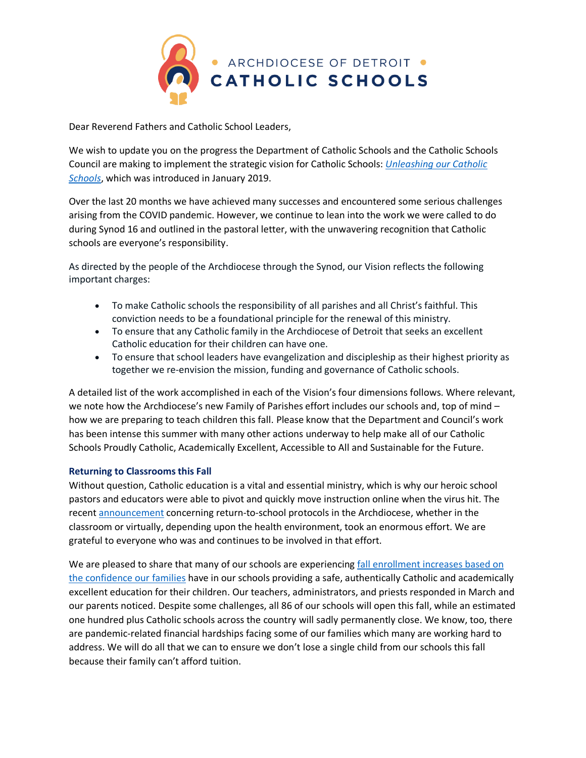ARCHDIOCESE OF DETROIT

CATHOLIC SCHOOLS

Dear Reverend Fathers and Catholic School Leaders,

We wish to update you on the progress the Department of Catholic Schools and the Catholic Schools Council are making to implement the strategic vision for Catholic Schools: *Unleashing our Catholic Schools*, which was introduced in January 2019.

Over the last 20 months we have achieved many successes and encountered some serious challenges arising from the COVID pandemic. However, we continue to lean into the work we were called to do during Synod 16 and outlined in the pastoral letter, with the unwavering recognition that Catholic schools are everyone's responsibility.

As directed by the people of the Archdiocese through the Synod, our Vision reflects the following important charges:

- To make Catholic schools the responsibility of all parishes and all Christ's faithful. This conviction needs to be a foundational principle for the renewal of this ministry.
- To ensure that any Catholic family in the Archdiocese of Detroit that seeks an excellent Catholic education for their children can have one.
- To ensure that school leaders have evangelization and discipleship as their highest priority as together we re-envision the mission, funding and governance of Catholic schools.

A detailed list of the work accomplished in each of the Vision's four dimensions follows. Where relevant, we note how the Archdiocese's new Family of Parishes effort includes our schools and, top of mind – how we are preparing to teach children this fall. Please know that the Department and Council's work has been intense this summer with many other actions underway to help make all of our Catholic Schools Proudly Catholic, Academically Excellent, Accessible to All and Sustainable for the Future.

### Returning to Classrooms this Fall

Without question, Catholic education is a vital and essential ministry, which is why our heroic school pastors and educators were able to pivot and quickly move instruction online when the virus hit. The recent announcement concerning return-to-school protocols in the Archdiocese, whether in the classroom or virtually, depending upon the health environment, took an enormous effort. We are grateful to everyone who was and continues to be involved in that effort.

We are pleased to share that many of our schools are experiencing fall enrollment increases based on the confidence our families have in our schools providing a safe, authentically Catholic and academically excellent education for their children. Our teachers, administrators, and priests responded in March and our parents noticed. Despite some challenges, all 86 of our schools will open this fall, while an estimated one hundred plus Catholic schools across the country will sadly permanently close. We know, too, there are pandemic-related financial hardships facing some of our families which many are working hard to address. We will do all that we can to ensure we don't lose a single child from our schools this fall because their family can't afford tuition.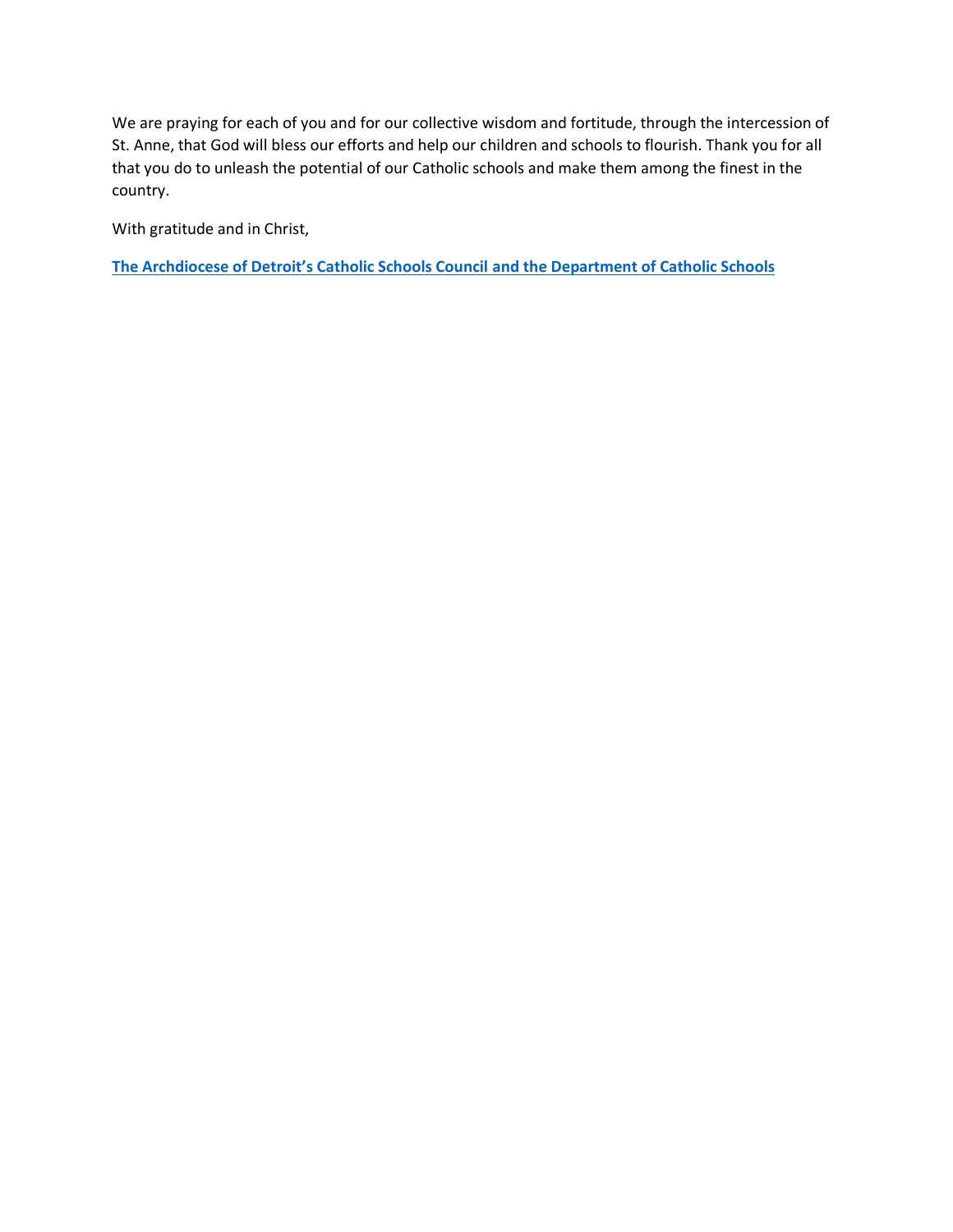We are praying for each of you and for our collective wisdom and fortitude, through the intercession of St. Anne, that God will bless our efforts and help our children and schools to flourish. Thank you for all that you do to unleash the potential of our Catholic schools and make them among the finest in the country.

With gratitude and in Christ,

**The Archdiocese of Detroit's Catholic Schools Council and the Department of Catholic Schools**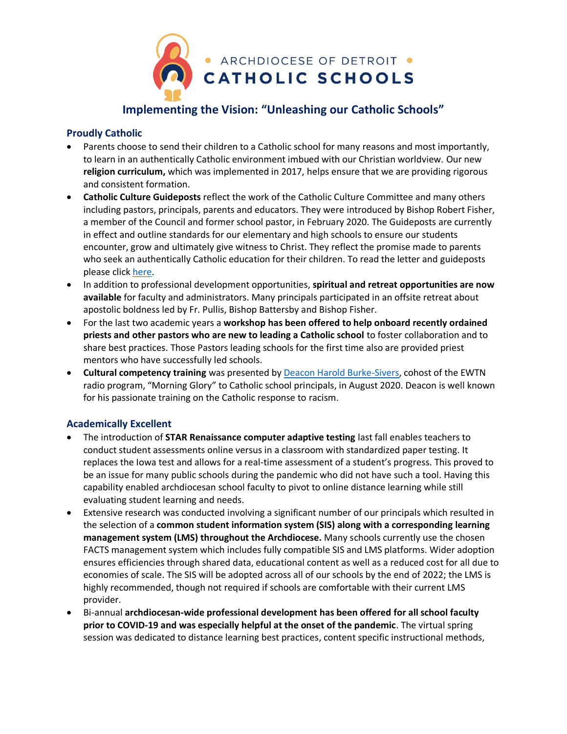ARCHDIOCESE OF DETROIT
CATHOLIC SCHOOLS

# Implementing the Vision: "Unleashing our Catholic Schools"

## Proudly Catholic

- Parents choose to send their children to a Catholic school for many reasons and most importantly, to learn in an authentically Catholic environment imbued with our Christian worldview. Our new **religion curriculum,** which was implemented in 2017, helps ensure that we are providing rigorous and consistent formation.
- **Catholic Culture Guideposts** reflect the work of the Catholic Culture Committee and many others including pastors, principals, parents and educators. They were introduced by Bishop Robert Fisher, a member of the Council and former school pastor, in February 2020. The Guideposts are currently in effect and outline standards for our elementary and high schools to ensure our students encounter, grow and ultimately give witness to Christ. They reflect the promise made to parents who seek an authentically Catholic education for their children. To read the letter and guideposts please click here.
- In addition to professional development opportunities, **spiritual and retreat opportunities are now available** for faculty and administrators. Many principals participated in an offsite retreat about apostolic boldness led by Fr. Pullis, Bishop Battersby and Bishop Fisher.
- For the last two academic years a **workshop has been offered to help onboard recently ordained priests and other pastors who are new to leading a Catholic school** to foster collaboration and to share best practices. Those Pastors leading schools for the first time also are provided priest mentors who have successfully led schools.
- **Cultural competency training** was presented by Deacon Harold Burke-Sivers, cohost of the EWTN radio program, "Morning Glory" to Catholic school principals, in August 2020. Deacon is well known for his passionate training on the Catholic response to racism.

## Academically Excellent

- The introduction of **STAR Renaissance computer adaptive testing** last fall enables teachers to conduct student assessments online versus in a classroom with standardized paper testing. It replaces the Iowa test and allows for a real-time assessment of a student's progress. This proved to be an issue for many public schools during the pandemic who did not have such a tool. Having this capability enabled archdiocesan school faculty to pivot to online distance learning while still evaluating student learning and needs.
- Extensive research was conducted involving a significant number of our principals which resulted in the selection of a **common student information system (SIS) along with a corresponding learning management system (LMS) throughout the Archdiocese.** Many schools currently use the chosen FACTS management system which includes fully compatible SIS and LMS platforms. Wider adoption ensures efficiencies through shared data, educational content as well as a reduced cost for all due to economies of scale. The SIS will be adopted across all of our schools by the end of 2022; the LMS is highly recommended, though not required if schools are comfortable with their current LMS provider.
- Bi-annual **archdiocesan-wide professional development has been offered for all school faculty prior to COVID-19 and was especially helpful at the onset of the pandemic**. The virtual spring session was dedicated to distance learning best practices, content specific instructional methods,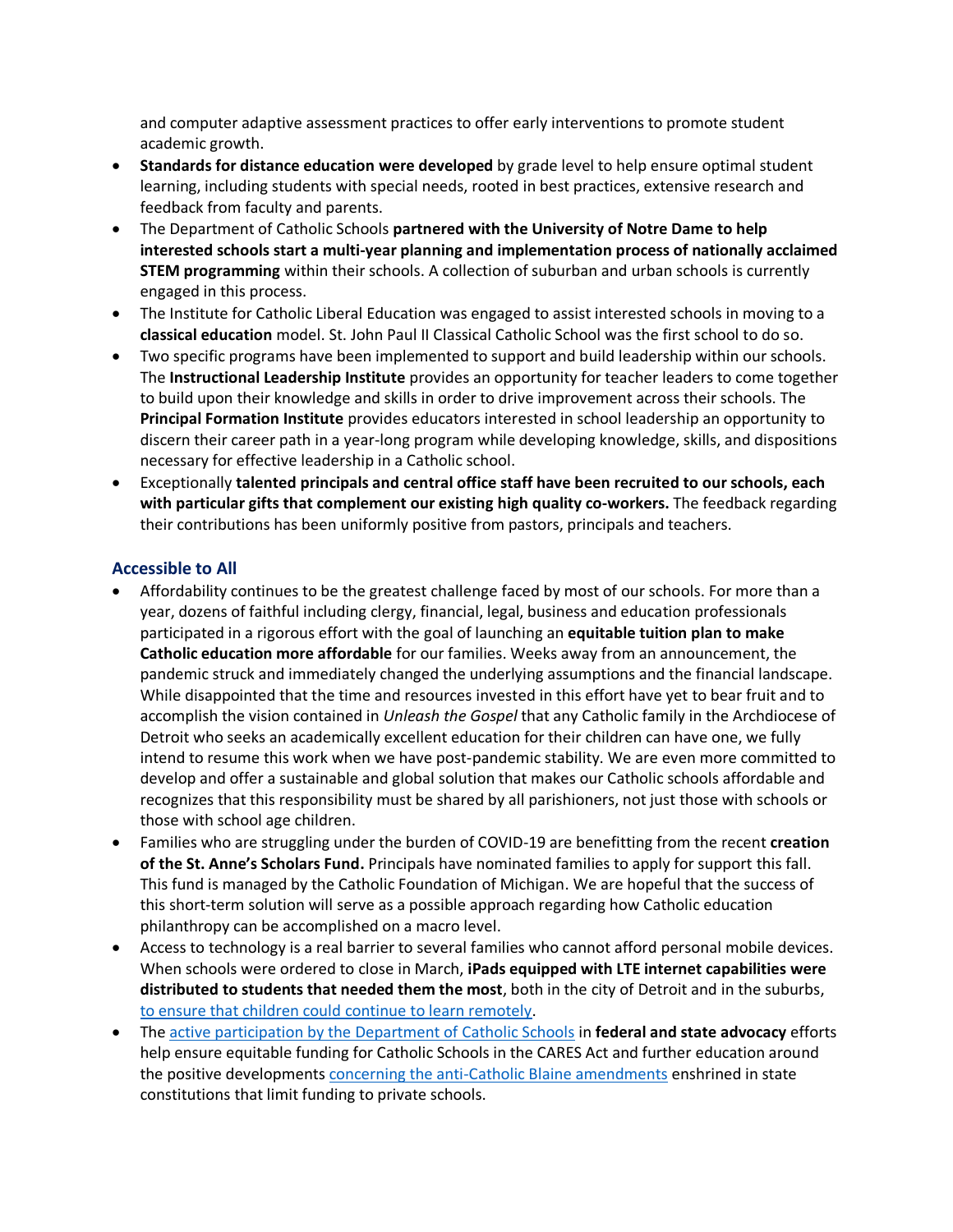and computer adaptive assessment practices to offer early interventions to promote student academic growth.

- **Standards for distance education were developed** by grade level to help ensure optimal student learning, including students with special needs, rooted in best practices, extensive research and feedback from faculty and parents.
- The Department of Catholic Schools **partnered with the University of Notre Dame to help interested schools start a multi-year planning and implementation process of nationally acclaimed STEM programming** within their schools. A collection of suburban and urban schools is currently engaged in this process.
- The Institute for Catholic Liberal Education was engaged to assist interested schools in moving to a **classical education** model. St. John Paul II Classical Catholic School was the first school to do so.
- Two specific programs have been implemented to support and build leadership within our schools. The **Instructional Leadership Institute** provides an opportunity for teacher leaders to come together to build upon their knowledge and skills in order to drive improvement across their schools. The **Principal Formation Institute** provides educators interested in school leadership an opportunity to discern their career path in a year-long program while developing knowledge, skills, and dispositions necessary for effective leadership in a Catholic school.
- Exceptionally **talented principals and central office staff have been recruited to our schools, each with particular gifts that complement our existing high quality co-workers.** The feedback regarding their contributions has been uniformly positive from pastors, principals and teachers.

## Accessible to All

- Affordability continues to be the greatest challenge faced by most of our schools. For more than a year, dozens of faithful including clergy, financial, legal, business and education professionals participated in a rigorous effort with the goal of launching an **equitable tuition plan to make Catholic education more affordable** for our families. Weeks away from an announcement, the pandemic struck and immediately changed the underlying assumptions and the financial landscape. While disappointed that the time and resources invested in this effort have yet to bear fruit and to accomplish the vision contained in *Unleash the Gospel* that any Catholic family in the Archdiocese of Detroit who seeks an academically excellent education for their children can have one, we fully intend to resume this work when we have post-pandemic stability. We are even more committed to develop and offer a sustainable and global solution that makes our Catholic schools affordable and recognizes that this responsibility must be shared by all parishioners, not just those with schools or those with school age children.
- Families who are struggling under the burden of COVID-19 are benefitting from the recent **creation of the St. Anne's Scholars Fund.** Principals have nominated families to apply for support this fall. This fund is managed by the Catholic Foundation of Michigan. We are hopeful that the success of this short-term solution will serve as a possible approach regarding how Catholic education philanthropy can be accomplished on a macro level.
- Access to technology is a real barrier to several families who cannot afford personal mobile devices. When schools were ordered to close in March, **iPads equipped with LTE internet capabilities were distributed to students that needed them the most**, both in the city of Detroit and in the suburbs, to ensure that children could continue to learn remotely.
- The active participation by the Department of Catholic Schools in **federal and state advocacy** efforts help ensure equitable funding for Catholic Schools in the CARES Act and further education around the positive developments concerning the anti-Catholic Blaine amendments enshrined in state constitutions that limit funding to private schools.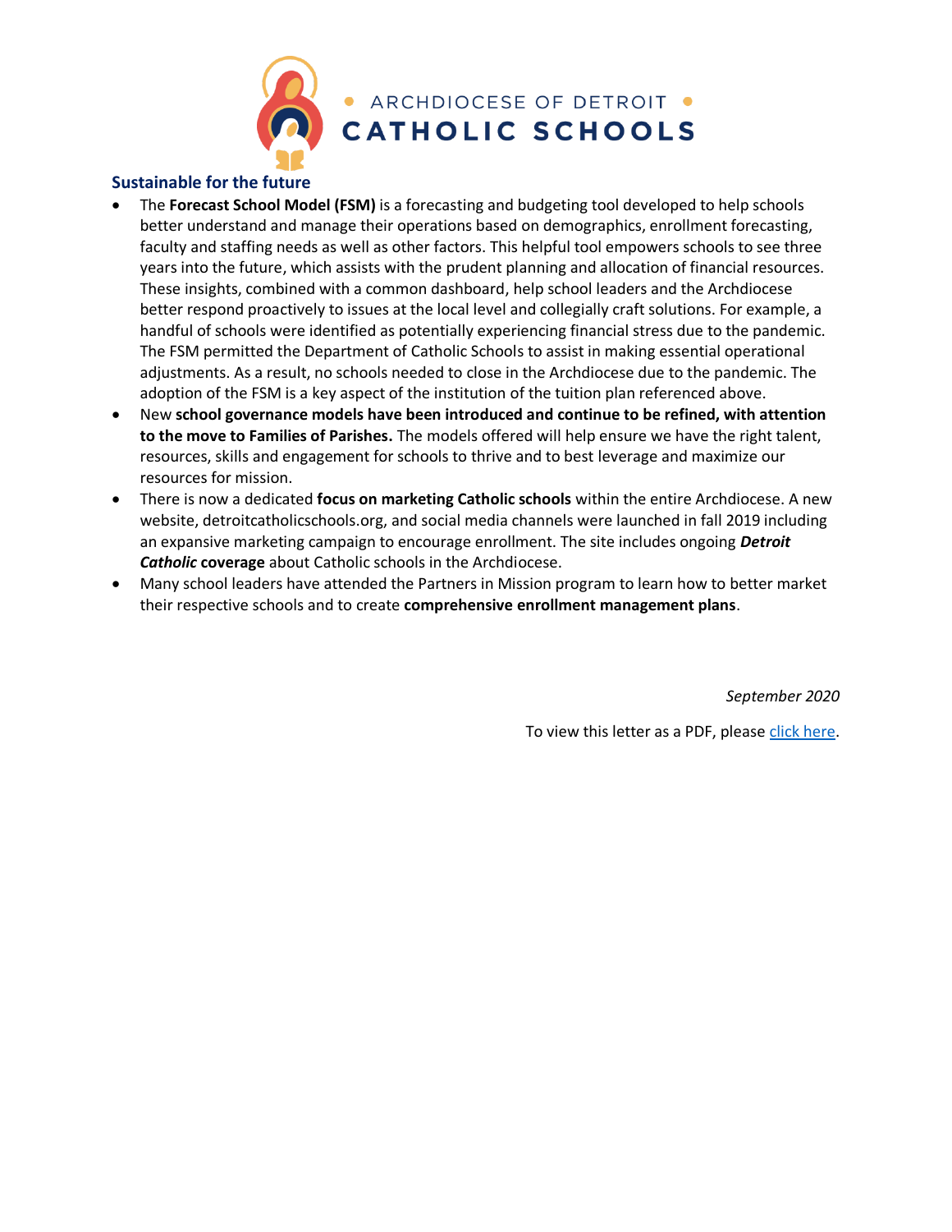ARCHDIOCESE OF DETROIT
CATHOLIC SCHOOLS

### Sustainable for the future

- The **Forecast School Model (FSM)** is a forecasting and budgeting tool developed to help schools better understand and manage their operations based on demographics, enrollment forecasting, faculty and staffing needs as well as other factors. This helpful tool empowers schools to see three years into the future, which assists with the prudent planning and allocation of financial resources. These insights, combined with a common dashboard, help school leaders and the Archdiocese better respond proactively to issues at the local level and collegially craft solutions. For example, a handful of schools were identified as potentially experiencing financial stress due to the pandemic. The FSM permitted the Department of Catholic Schools to assist in making essential operational adjustments. As a result, no schools needed to close in the Archdiocese due to the pandemic. The adoption of the FSM is a key aspect of the institution of the tuition plan referenced above.
- New **school governance models have been introduced and continue to be refined, with attention to the move to Families of Parishes.** The models offered will help ensure we have the right talent, resources, skills and engagement for schools to thrive and to best leverage and maximize our resources for mission.
- There is now a dedicated **focus on marketing Catholic schools** within the entire Archdiocese. A new website, detroitcatholicschools.org, and social media channels were launched in fall 2019 including an expansive marketing campaign to encourage enrollment. The site includes ongoing ***Detroit Catholic* coverage** about Catholic schools in the Archdiocese.
- Many school leaders have attended the Partners in Mission program to learn how to better market their respective schools and to create **comprehensive enrollment management plans**.

*September 2020*

To view this letter as a PDF, please click here.